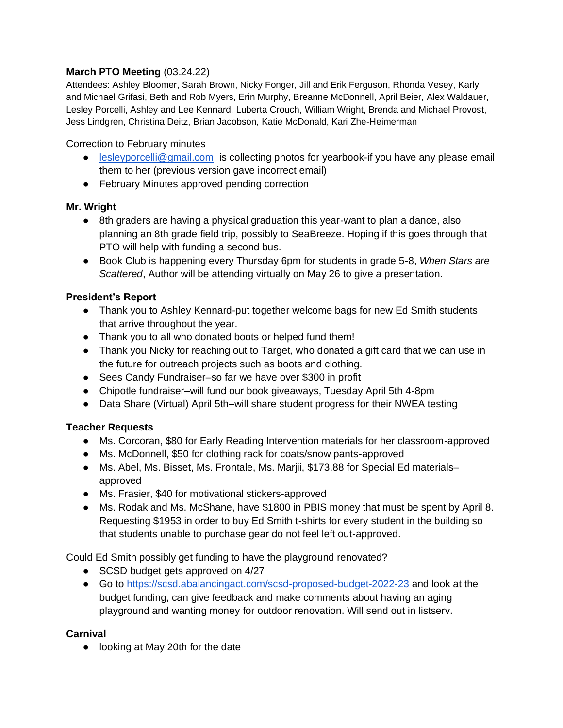**March PTO Meeting** (03.24.22)

Attendees: Ashley Bloomer, Sarah Brown, Nicky Fonger, Jill and Erik Ferguson, Rhonda Vesey, Karly and Michael Grifasi, Beth and Rob Myers, Erin Murphy, Breanne McDonnell, April Beier, Alex Waldauer, Lesley Porcelli, Ashley and Lee Kennard, Luberta Crouch, William Wright, Brenda and Michael Provost, Jess Lindgren, Christina Deitz, Brian Jacobson, Katie McDonald, Kari Zhe-Heimerman

Correction to February minutes

- lesleyporcelli@gmail.com is collecting photos for yearbook-if you have any please email them to her (previous version gave incorrect email)
- February Minutes approved pending correction

**Mr. Wright**

- 8th graders are having a physical graduation this year-want to plan a dance, also planning an 8th grade field trip, possibly to SeaBreeze. Hoping if this goes through that PTO will help with funding a second bus.
- Book Club is happening every Thursday 6pm for students in grade 5-8, *When Stars are Scattered*, Author will be attending virtually on May 26 to give a presentation.

**President's Report**

- Thank you to Ashley Kennard-put together welcome bags for new Ed Smith students that arrive throughout the year.
- Thank you to all who donated boots or helped fund them!
- Thank you Nicky for reaching out to Target, who donated a gift card that we can use in the future for outreach projects such as boots and clothing.
- Sees Candy Fundraiser–so far we have over $300 in profit
- Chipotle fundraiser–will fund our book giveaways, Tuesday April 5th 4-8pm
- Data Share (Virtual) April 5th–will share student progress for their NWEA testing

**Teacher Requests**

- Ms. Corcoran, $80 for Early Reading Intervention materials for her classroom-approved
- Ms. McDonnell, $50 for clothing rack for coats/snow pants-approved
- Ms. Abel, Ms. Bisset, Ms. Frontale, Ms. Marjii, $173.88 for Special Ed materials–approved
- Ms. Frasier, $40 for motivational stickers-approved
- Ms. Rodak and Ms. McShane, have $1800 in PBIS money that must be spent by April 8. Requesting $1953 in order to buy Ed Smith t-shirts for every student in the building so that students unable to purchase gear do not feel left out-approved.

Could Ed Smith possibly get funding to have the playground renovated?

- SCSD budget gets approved on 4/27
- Go to https://scsd.abalancingact.com/scsd-proposed-budget-2022-23 and look at the budget funding, can give feedback and make comments about having an aging playground and wanting money for outdoor renovation. Will send out in listserv.

**Carnival**

- looking at May 20th for the date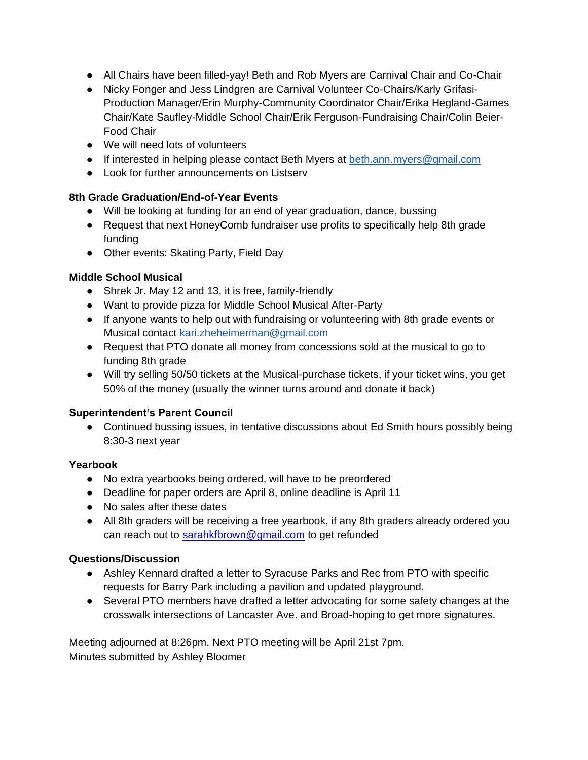- All Chairs have been filled-yay! Beth and Rob Myers are Carnival Chair and Co-Chair
- Nicky Fonger and Jess Lindgren are Carnival Volunteer Co-Chairs/Karly Grifasi-Production Manager/Erin Murphy-Community Coordinator Chair/Erika Hegland-Games Chair/Kate Saufley-Middle School Chair/Erik Ferguson-Fundraising Chair/Colin Beier-Food Chair
- We will need lots of volunteers
- If interested in helping please contact Beth Myers at beth.ann.myers@gmail.com
- Look for further announcements on Listserv

**8th Grade Graduation/End-of-Year Events**

- Will be looking at funding for an end of year graduation, dance, bussing
- Request that next HoneyComb fundraiser use profits to specifically help 8th grade funding
- Other events: Skating Party, Field Day

**Middle School Musical**

- Shrek Jr. May 12 and 13, it is free, family-friendly
- Want to provide pizza for Middle School Musical After-Party
- If anyone wants to help out with fundraising or volunteering with 8th grade events or Musical contact kari.zheheimerman@gmail.com
- Request that PTO donate all money from concessions sold at the musical to go to funding 8th grade
- Will try selling 50/50 tickets at the Musical-purchase tickets, if your ticket wins, you get 50% of the money (usually the winner turns around and donate it back)

**Superintendent's Parent Council**

- Continued bussing issues, in tentative discussions about Ed Smith hours possibly being 8:30-3 next year

**Yearbook**

- No extra yearbooks being ordered, will have to be preordered
- Deadline for paper orders are April 8, online deadline is April 11
- No sales after these dates
- All 8th graders will be receiving a free yearbook, if any 8th graders already ordered you can reach out to sarahkfbrown@gmail.com to get refunded

**Questions/Discussion**

- Ashley Kennard drafted a letter to Syracuse Parks and Rec from PTO with specific requests for Barry Park including a pavilion and updated playground.
- Several PTO members have drafted a letter advocating for some safety changes at the crosswalk intersections of Lancaster Ave. and Broad-hoping to get more signatures.

Meeting adjourned at 8:26pm. Next PTO meeting will be April 21st 7pm.
Minutes submitted by Ashley Bloomer